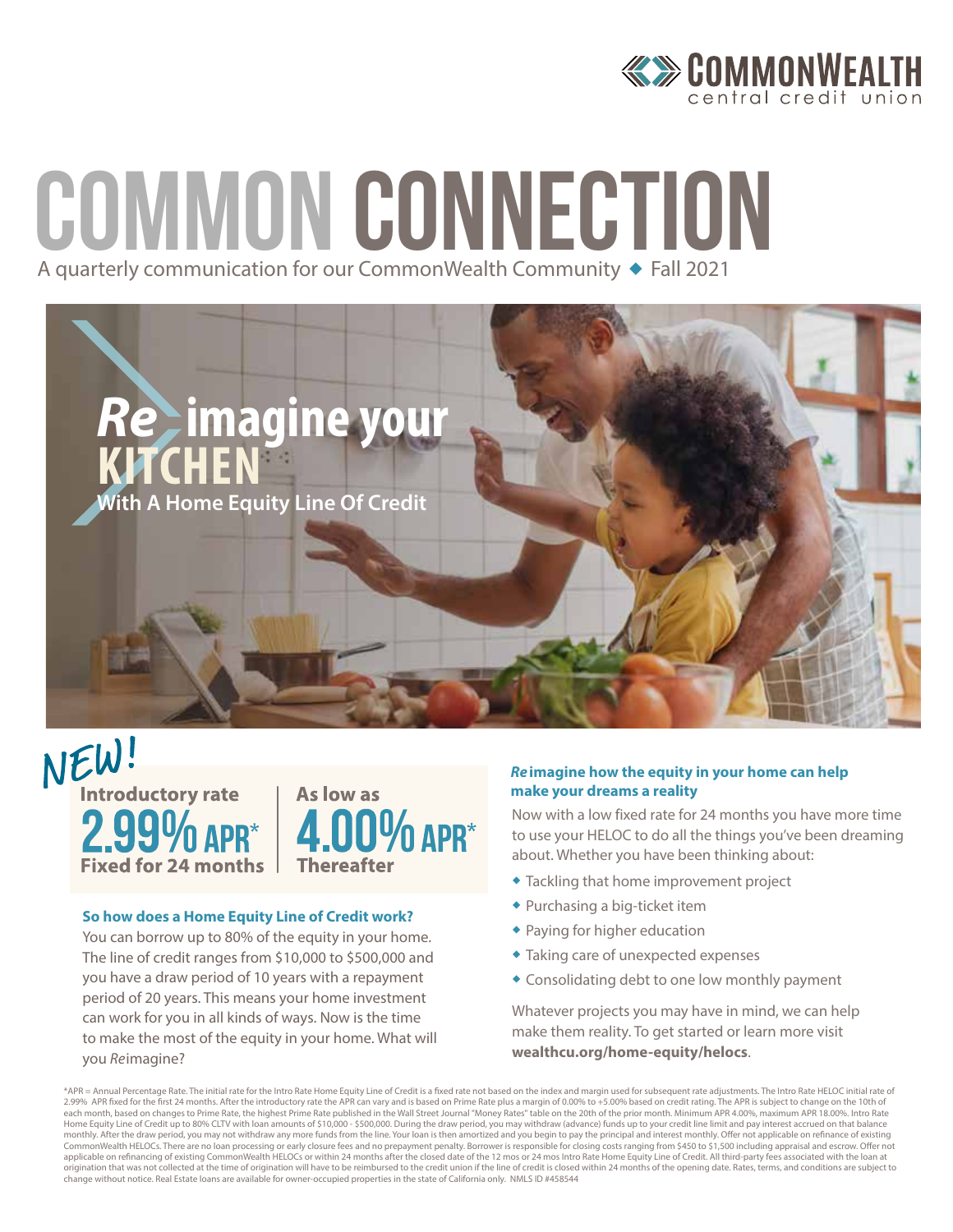CommonWealth central credit union

# COMMON CONNECTION

A quarterly communication for our CommonWealth Community ◆ Fall 2021

## *Re* imagine your KITCHEN

**With A Home Equity Line Of Credit**

NEW!

**Introductory rate**
**2.99% APR***
**Fixed for 24 months**

**As low as**
**4.00% APR***
**Thereafter**

### So how does a Home Equity Line of Credit work?

You can borrow up to 80% of the equity in your home. The line of credit ranges from $10,000 to $500,000 and you have a draw period of 10 years with a repayment period of 20 years. This means your home investment can work for you in all kinds of ways. Now is the time to make the most of the equity in your home. What will you *Re*imagine?

### *Re* imagine how the equity in your home can help make your dreams a reality

Now with a low fixed rate for 24 months you have more time to use your HELOC to do all the things you've been dreaming about. Whether you have been thinking about:

- Tackling that home improvement project
- Purchasing a big-ticket item
- Paying for higher education
- Taking care of unexpected expenses
- Consolidating debt to one low monthly payment

Whatever projects you may have in mind, we can help make them reality. To get started or learn more visit **wealthcu.org/home-equity/helocs**.

*APR = Annual Percentage Rate. The initial rate for the Intro Rate Home Equity Line of Credit is a fixed rate not based on the index and margin used for subsequent rate adjustments. The Intro Rate HELOC initial rate of 2.99% APR fixed for the first 24 months. After the introductory rate the APR can vary and is based on Prime Rate plus a margin of 0.00% to +5.00% based on credit rating. The APR is subject to change on the 10th of each month, based on changes to Prime Rate, the highest Prime Rate published in the Wall Street Journal "Money Rates" table on the 20th of the prior month. Minimum APR 4.00%, maximum APR 18.00%. Intro Rate Home Equity Line of Credit up to 80% CLTV with loan amounts of $10,000 - $500,000. During the draw period, you may withdraw (advance) funds up to your credit line limit and pay interest accrued on that balance monthly. After the draw period, you may not withdraw any more funds from the line. Your loan is then amortized and you begin to pay the principal and interest monthly. Offer not applicable on refinance of existing CommonWealth HELOCs. There are no loan processing or early closure fees and no prepayment penalty. Borrower is responsible for closing costs ranging from $450 to $1,500 including appraisal and escrow. Offer not applicable on refinancing of existing CommonWealth HELOCs or within 24 months after the closed date of the 12 mos or 24 mos Intro Rate Home Equity Line of Credit. All third-party fees associated with the loan at origination that was not collected at the time of origination will have to be reimbursed to the credit union if the line of credit is closed within 24 months of the opening date. Rates, terms, and conditions are subject to change without notice. Real Estate loans are available for owner-occupied properties in the state of California only. NMLS ID #458544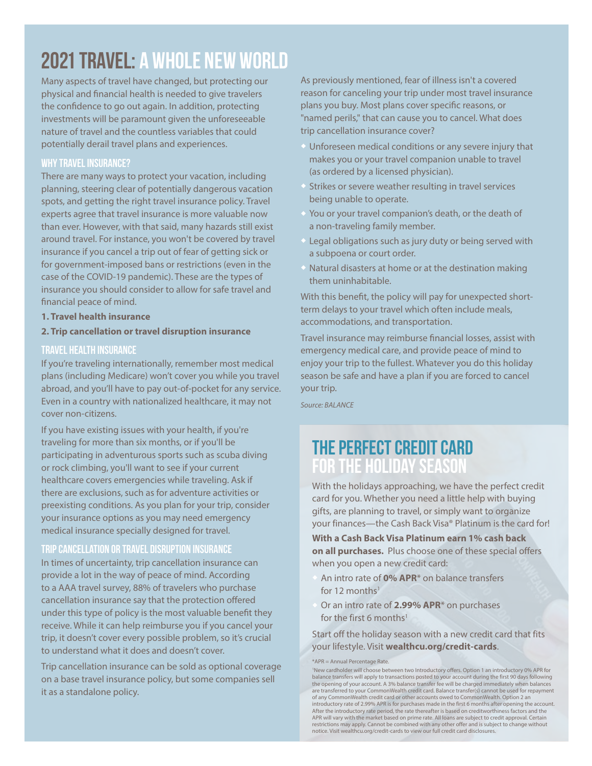# 2021 TRAVEL: A WHOLE NEW WORLD

Many aspects of travel have changed, but protecting our physical and financial health is needed to give travelers the confidence to go out again. In addition, protecting investments will be paramount given the unforeseeable nature of travel and the countless variables that could potentially derail travel plans and experiences.

### WHY TRAVEL INSURANCE?

There are many ways to protect your vacation, including planning, steering clear of potentially dangerous vacation spots, and getting the right travel insurance policy. Travel experts agree that travel insurance is more valuable now than ever. However, with that said, many hazards still exist around travel. For instance, you won't be covered by travel insurance if you cancel a trip out of fear of getting sick or for government-imposed bans or restrictions (even in the case of the COVID-19 pandemic). These are the types of insurance you should consider to allow for safe travel and financial peace of mind.

**1. Travel health insurance**

**2. Trip cancellation or travel disruption insurance**

### TRAVEL HEALTH INSURANCE

If you're traveling internationally, remember most medical plans (including Medicare) won't cover you while you travel abroad, and you'll have to pay out-of-pocket for any service. Even in a country with nationalized healthcare, it may not cover non-citizens.

If you have existing issues with your health, if you're traveling for more than six months, or if you'll be participating in adventurous sports such as scuba diving or rock climbing, you'll want to see if your current healthcare covers emergencies while traveling. Ask if there are exclusions, such as for adventure activities or preexisting conditions. As you plan for your trip, consider your insurance options as you may need emergency medical insurance specially designed for travel.

### TRIP CANCELLATION OR TRAVEL DISRUPTION INSURANCE

In times of uncertainty, trip cancellation insurance can provide a lot in the way of peace of mind. According to a AAA travel survey, 88% of travelers who purchase cancellation insurance say that the protection offered under this type of policy is the most valuable benefit they receive. While it can help reimburse you if you cancel your trip, it doesn't cover every possible problem, so it's crucial to understand what it does and doesn't cover.

Trip cancellation insurance can be sold as optional coverage on a base travel insurance policy, but some companies sell it as a standalone policy.

As previously mentioned, fear of illness isn't a covered reason for canceling your trip under most travel insurance plans you buy. Most plans cover specific reasons, or "named perils," that can cause you to cancel. What does trip cancellation insurance cover?

- Unforeseen medical conditions or any severe injury that makes you or your travel companion unable to travel (as ordered by a licensed physician).
- Strikes or severe weather resulting in travel services being unable to operate.
- You or your travel companion's death, or the death of a non-traveling family member.
- Legal obligations such as jury duty or being served with a subpoena or court order.
- Natural disasters at home or at the destination making them uninhabitable.

With this benefit, the policy will pay for unexpected short-term delays to your travel which often include meals, accommodations, and transportation.

Travel insurance may reimburse financial losses, assist with emergency medical care, and provide peace of mind to enjoy your trip to the fullest. Whatever you do this holiday season be safe and have a plan if you are forced to cancel your trip.

*Source: BALANCE*

# THE PERFECT CREDIT CARD FOR THE HOLIDAY SEASON

With the holidays approaching, we have the perfect credit card for you. Whether you need a little help with buying gifts, are planning to travel, or simply want to organize your finances—the Cash Back Visa® Platinum is the card for!

**With a Cash Back Visa Platinum earn 1% cash back on all purchases.** Plus choose one of these special offers when you open a new credit card:

- An intro rate of **0% APR*** on balance transfers for 12 months[1]
- Or an intro rate of **2.99% APR*** on purchases for the first 6 months[1]

Start off the holiday season with a new credit card that fits your lifestyle. Visit **wealthcu.org/credit-cards**.

*APR = Annual Percentage Rate.

[1]New cardholder will choose between two Introductory offers. Option 1 an introductory 0% APR for balance transfers will apply to transactions posted to your account during the first 90 days following the opening of your account. A 3% balance transfer fee will be charged immediately when balances are transferred to your CommonWealth credit card. Balance transfer(s) cannot be used for repayment of any CommonWealth credit card or other accounts owed to CommonWealth. Option 2 an introductory rate of 2.99% APR is for purchases made in the first 6 months after opening the account. After the introductory rate period, the rate thereafter is based on creditworthiness factors and the APR will vary with the market based on prime rate. All loans are subject to credit approval. Certain restrictions may apply. Cannot be combined with any other offer and is subject to change without notice. Visit wealthcu.org/credit-cards to view our full credit card disclosures.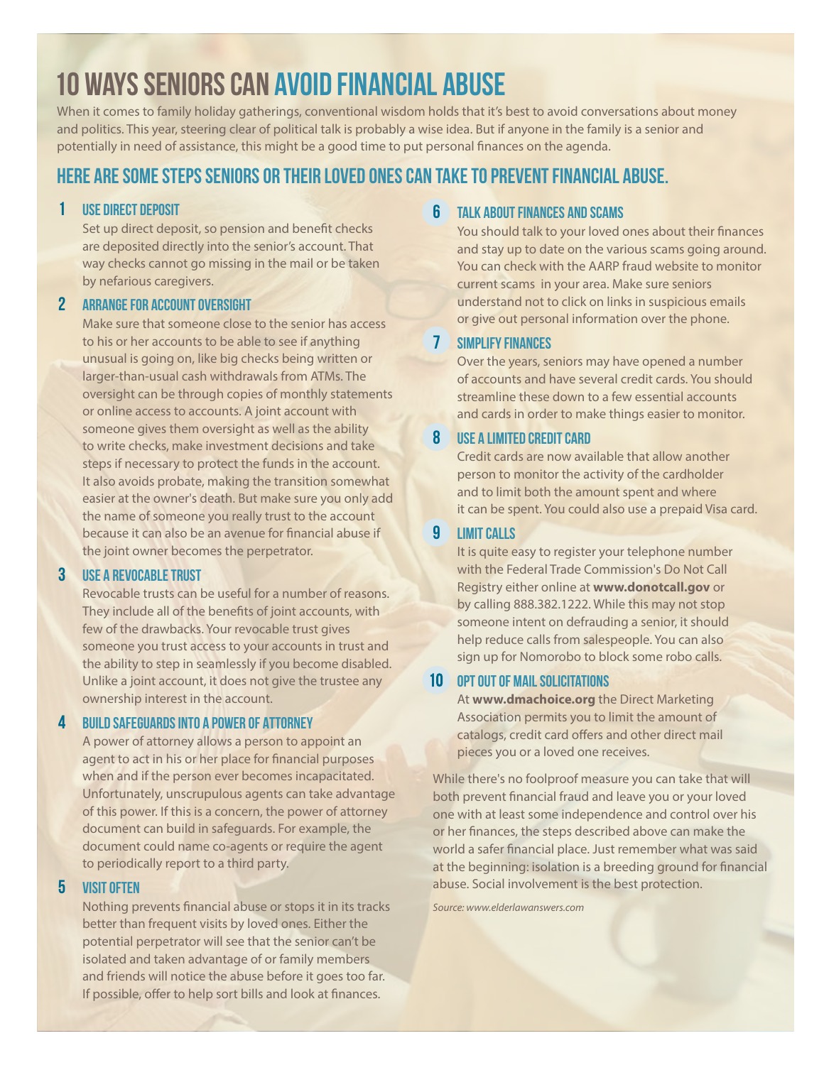# 10 WAYS SENIORS CAN AVOID FINANCIAL ABUSE

When it comes to family holiday gatherings, conventional wisdom holds that it's best to avoid conversations about money and politics. This year, steering clear of political talk is probably a wise idea. But if anyone in the family is a senior and potentially in need of assistance, this might be a good time to put personal finances on the agenda.

## HERE ARE SOME STEPS SENIORS OR THEIR LOVED ONES CAN TAKE TO PREVENT FINANCIAL ABUSE.

### 1 USE DIRECT DEPOSIT

Set up direct deposit, so pension and benefit checks are deposited directly into the senior's account. That way checks cannot go missing in the mail or be taken by nefarious caregivers.

### 2 ARRANGE FOR ACCOUNT OVERSIGHT

Make sure that someone close to the senior has access to his or her accounts to be able to see if anything unusual is going on, like big checks being written or larger-than-usual cash withdrawals from ATMs. The oversight can be through copies of monthly statements or online access to accounts. A joint account with someone gives them oversight as well as the ability to write checks, make investment decisions and take steps if necessary to protect the funds in the account. It also avoids probate, making the transition somewhat easier at the owner's death. But make sure you only add the name of someone you really trust to the account because it can also be an avenue for financial abuse if the joint owner becomes the perpetrator.

### 3 USE A REVOCABLE TRUST

Revocable trusts can be useful for a number of reasons. They include all of the benefits of joint accounts, with few of the drawbacks. Your revocable trust gives someone you trust access to your accounts in trust and the ability to step in seamlessly if you become disabled. Unlike a joint account, it does not give the trustee any ownership interest in the account.

### 4 BUILD SAFEGUARDS INTO A POWER OF ATTORNEY

A power of attorney allows a person to appoint an agent to act in his or her place for financial purposes when and if the person ever becomes incapacitated. Unfortunately, unscrupulous agents can take advantage of this power. If this is a concern, the power of attorney document can build in safeguards. For example, the document could name co-agents or require the agent to periodically report to a third party.

### 5 VISIT OFTEN

Nothing prevents financial abuse or stops it in its tracks better than frequent visits by loved ones. Either the potential perpetrator will see that the senior can't be isolated and taken advantage of or family members and friends will notice the abuse before it goes too far. If possible, offer to help sort bills and look at finances.

### 6 TALK ABOUT FINANCES AND SCAMS

You should talk to your loved ones about their finances and stay up to date on the various scams going around. You can check with the AARP fraud website to monitor current scams in your area. Make sure seniors understand not to click on links in suspicious emails or give out personal information over the phone.

### 7 SIMPLIFY FINANCES

Over the years, seniors may have opened a number of accounts and have several credit cards. You should streamline these down to a few essential accounts and cards in order to make things easier to monitor.

### 8 USE A LIMITED CREDIT CARD

Credit cards are now available that allow another person to monitor the activity of the cardholder and to limit both the amount spent and where it can be spent. You could also use a prepaid Visa card.

### 9 LIMIT CALLS

It is quite easy to register your telephone number with the Federal Trade Commission's Do Not Call Registry either online at **www.donotcall.gov** or by calling 888.382.1222. While this may not stop someone intent on defrauding a senior, it should help reduce calls from salespeople. You can also sign up for Nomorobo to block some robo calls.

### 10 OPT OUT OF MAIL SOLICITATIONS

At **www.dmachoice.org** the Direct Marketing Association permits you to limit the amount of catalogs, credit card offers and other direct mail pieces you or a loved one receives.

While there's no foolproof measure you can take that will both prevent financial fraud and leave you or your loved one with at least some independence and control over his or her finances, the steps described above can make the world a safer financial place. Just remember what was said at the beginning: isolation is a breeding ground for financial abuse. Social involvement is the best protection.

*Source: www.elderlawanswers.com*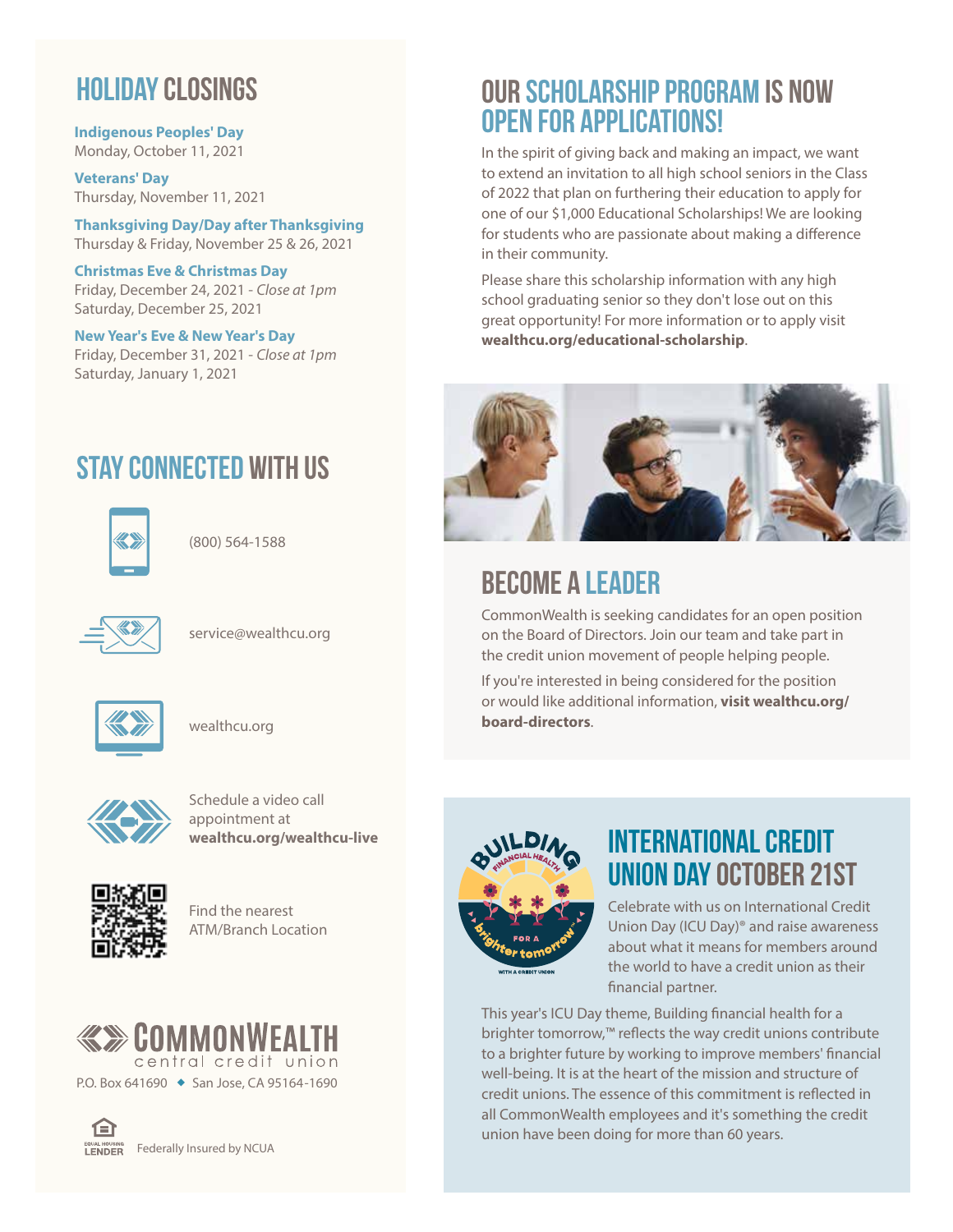## HOLIDAY CLOSINGS

**Indigenous Peoples' Day**
Monday, October 11, 2021

**Veterans' Day**
Thursday, November 11, 2021

**Thanksgiving Day/Day after Thanksgiving**
Thursday & Friday, November 25 & 26, 2021

**Christmas Eve & Christmas Day**
Friday, December 24, 2021 - *Close at 1pm*
Saturday, December 25, 2021

**New Year's Eve & New Year's Day**
Friday, December 31, 2021 - *Close at 1pm*
Saturday, January 1, 2021

## STAY CONNECTED WITH US

(800) 564-1588

service@wealthcu.org

wealthcu.org

Schedule a video call appointment at **wealthcu.org/wealthcu-live**

Find the nearest ATM/Branch Location

COMMONWEALTH central credit union
P.O. Box 641690 ◆ San Jose, CA 95164-1690

EQUAL HOUSING LENDER

Federally Insured by NCUA

## OUR SCHOLARSHIP PROGRAM IS NOW OPEN FOR APPLICATIONS!

In the spirit of giving back and making an impact, we want to extend an invitation to all high school seniors in the Class of 2022 that plan on furthering their education to apply for one of our $1,000 Educational Scholarships! We are looking for students who are passionate about making a difference in their community.

Please share this scholarship information with any high school graduating senior so they don't lose out on this great opportunity! For more information or to apply visit **wealthcu.org/educational-scholarship**.

## BECOME A LEADER

CommonWealth is seeking candidates for an open position on the Board of Directors. Join our team and take part in the credit union movement of people helping people.

If you're interested in being considered for the position or would like additional information, **visit wealthcu.org/board-directors**.

## INTERNATIONAL CREDIT UNION DAY OCTOBER 21ST

Building financial health for a brighter tomorrow with a credit union

Celebrate with us on International Credit Union Day (ICU Day)® and raise awareness about what it means for members around the world to have a credit union as their financial partner.

This year's ICU Day theme, Building financial health for a brighter tomorrow,™ reflects the way credit unions contribute to a brighter future by working to improve members' financial well-being. It is at the heart of the mission and structure of credit unions. The essence of this commitment is reflected in all CommonWealth employees and it's something the credit union have been doing for more than 60 years.